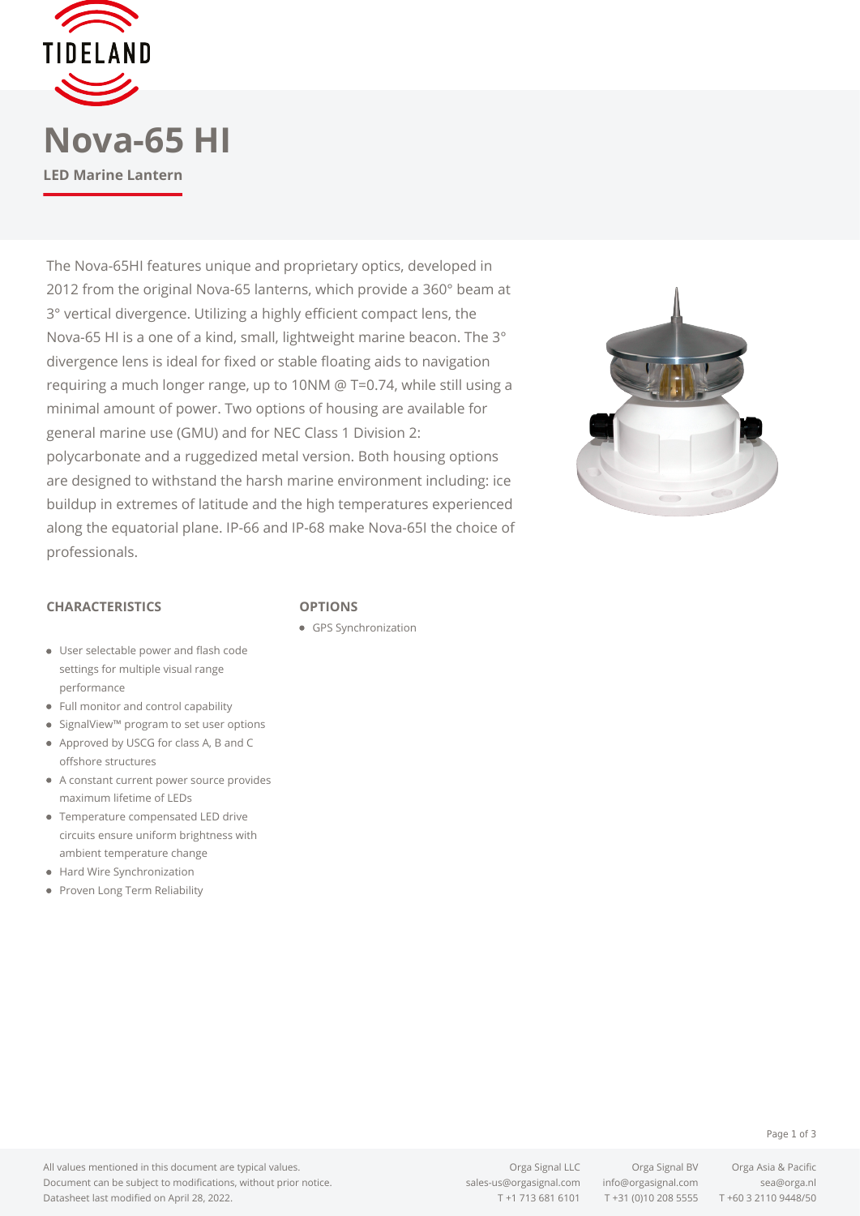# Nova-65 HI

**LED Marine Lantern**

The Nova-65HI features unique and proprietary optics, developed in 2012 from the original Nova-65 lanterns, which provide a 360° beam at 3° vertical divergence. Utilizing a highly efficient compact lens, the Nova-65 HI is a one of a kind, small, lightweight marine beacon. The 3° divergence lens is ideal for fixed or stable floating aids to navigation requiring a much longer range, up to 10NM @ T=0.74, while still using a minimal amount of power. Two options of housing are available for general marine use (GMU) and for NEC Class 1 Division 2: polycarbonate and a ruggedized metal version. Both housing options are designed to withstand the harsh marine environment including: ice buildup in extremes of latitude and the high temperatures experienced along the equatorial plane. IP-66 and IP-68 make Nova-65I the choice of professionals.

## CHARACTERISTICS

- User selectable power and flash code settings for multiple visual range performance
- Full monitor and control capability
- SignalView™ program to set user options
- Approved by USCG for class A, B and C offshore structures
- A constant current power source provides maximum lifetime of LEDs
- Temperature compensated LED drive circuits ensure uniform brightness with ambient temperature change
- Hard Wire Synchronization
- Proven Long Term Reliability

## OPTIONS

- GPS Synchronization

All values mentioned in this document are typical values.
Document can be subject to modifications, without prior notice.
Datasheet last modified on April 28, 2022.

Orga Signal LLC
sales-us@orgasignal.com
T +1 713 681 6101

Orga Signal BV
info@orgasignal.com
T +31 (0)10 208 5555

Orga Asia & Pacific
sea@orga.nl
T +60 3 2110 9448/50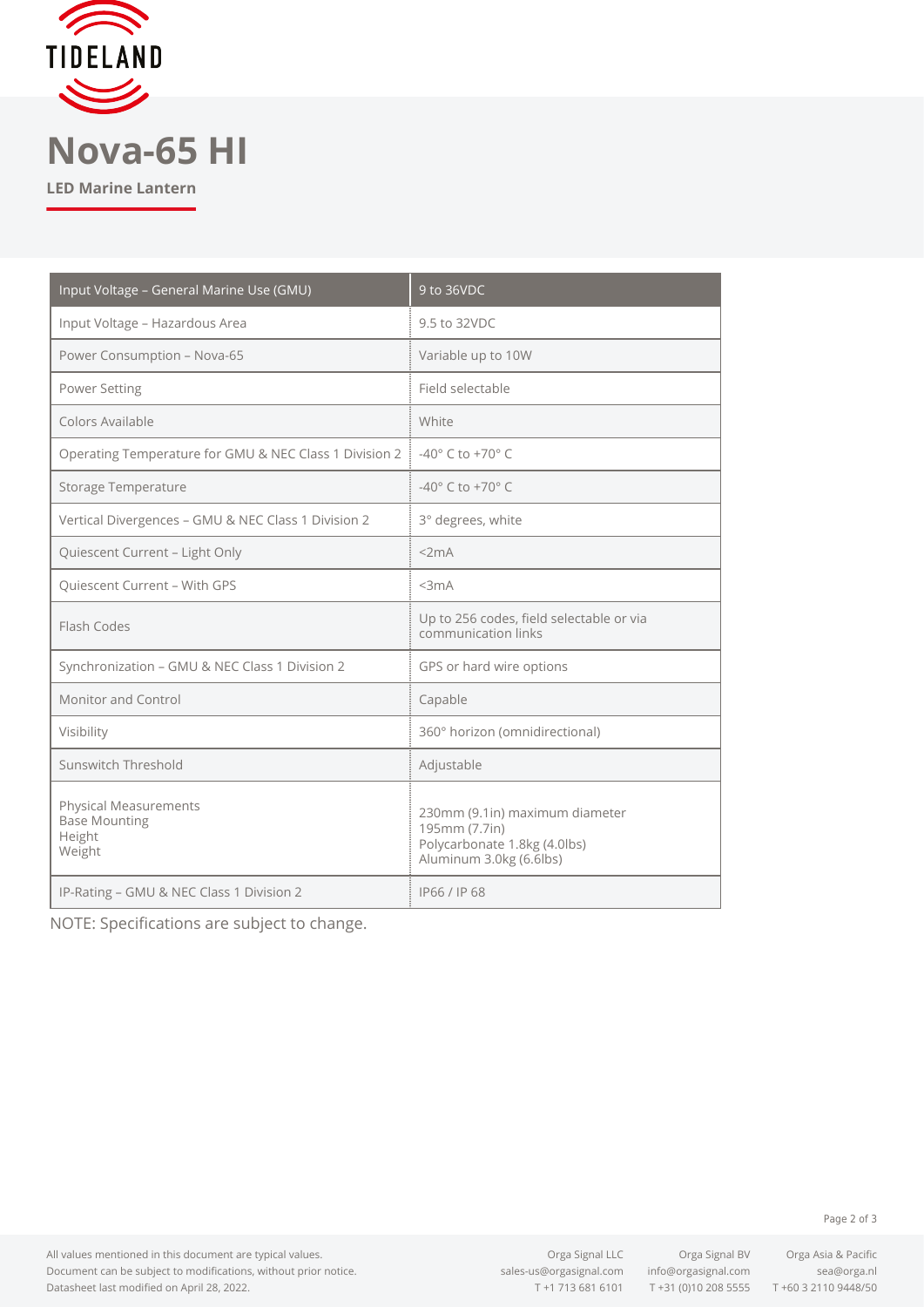# Nova-65 HI

**LED Marine Lantern**

| Input Voltage – General Marine Use (GMU) | 9 to 36VDC |
|---|---|
| Input Voltage – Hazardous Area | 9.5 to 32VDC |
| Power Consumption – Nova-65 | Variable up to 10W |
| Power Setting | Field selectable |
| Colors Available | White |
| Operating Temperature for GMU & NEC Class 1 Division 2 | -40° C to +70° C |
| Storage Temperature | -40° C to +70° C |
| Vertical Divergences – GMU & NEC Class 1 Division 2 | 3° degrees, white |
| Quiescent Current – Light Only | <2mA |
| Quiescent Current – With GPS | <3mA |
| Flash Codes | Up to 256 codes, field selectable or via communication links |
| Synchronization – GMU & NEC Class 1 Division 2 | GPS or hard wire options |
| Monitor and Control | Capable |
| Visibility | 360° horizon (omnidirectional) |
| Sunswitch Threshold | Adjustable |
| Physical Measurements<br>Base Mounting<br>Height<br>Weight | 230mm (9.1in) maximum diameter<br>195mm (7.7in)<br>Polycarbonate 1.8kg (4.0lbs)<br>Aluminum 3.0kg (6.6lbs) |
| IP-Rating – GMU & NEC Class 1 Division 2 | IP66 / IP 68 |

NOTE: Specifications are subject to change.

All values mentioned in this document are typical values.
Document can be subject to modifications, without prior notice.
Datasheet last modified on April 28, 2022.

Orga Signal LLC
sales-us@orgasignal.com
T +1 713 681 6101

Orga Signal BV
info@orgasignal.com
T +31 (0)10 208 5555

Orga Asia & Pacific
sea@orga.nl
T +60 3 2110 9448/50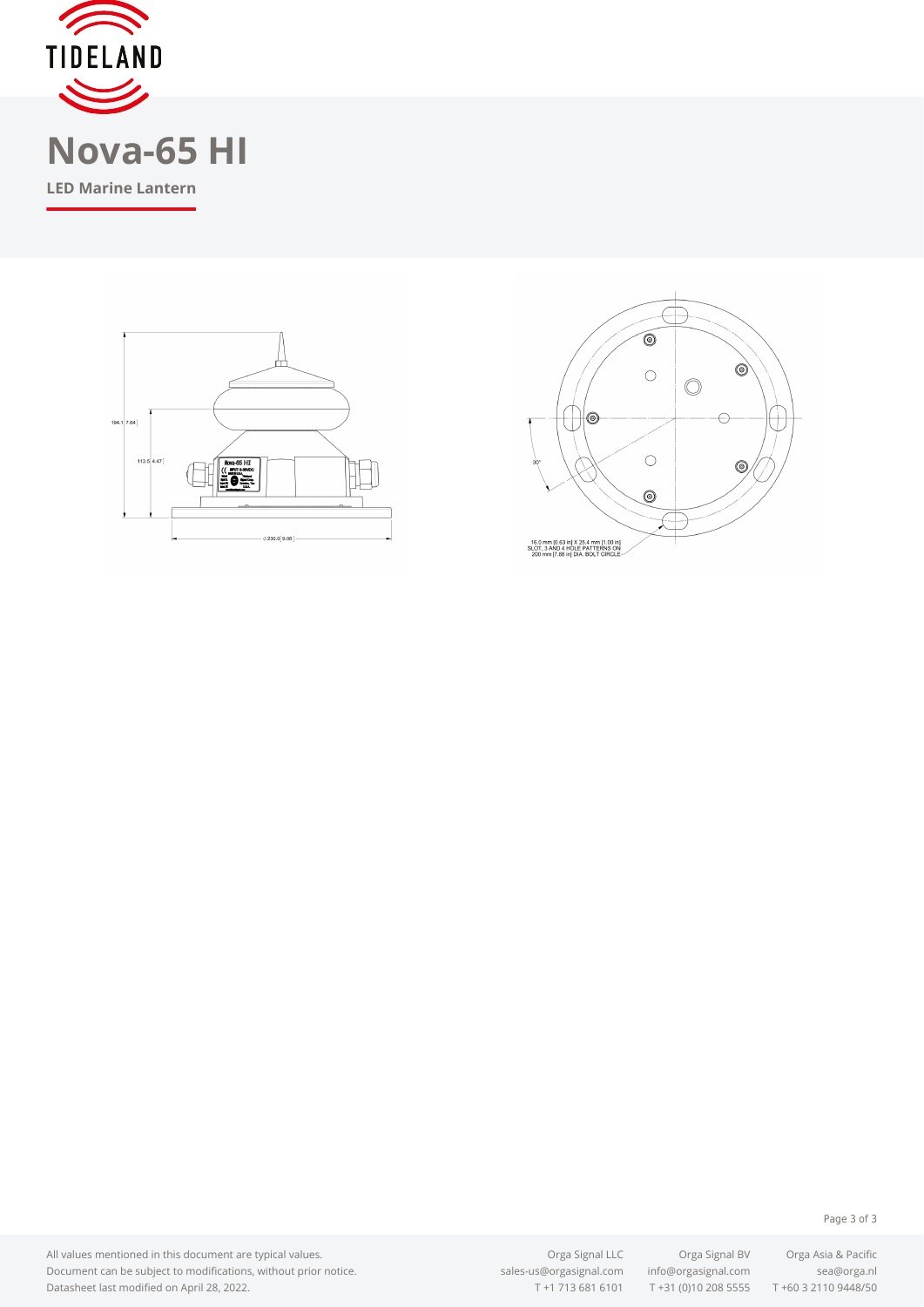# Nova-65 HI

**LED Marine Lantern**

194.1 [7.64]

113.5 [4.47]

Ø 230.0 [9.06]

30°

16.0 mm [0.63 in] X 25.4 mm [1.00 in] SLOT, 3 AND 4 HOLE PATTERNS ON 200 mm [7.88 in] DIA. BOLT CIRCLE

All values mentioned in this document are typical values.
Document can be subject to modifications, without prior notice.
Datasheet last modified on April 28, 2022.

Orga Signal LLC
sales-us@orgasignal.com
T +1 713 681 6101

Orga Signal BV
info@orgasignal.com
T +31 (0)10 208 5555

Orga Asia & Pacific
sea@orga.nl
T +60 3 2110 9448/50